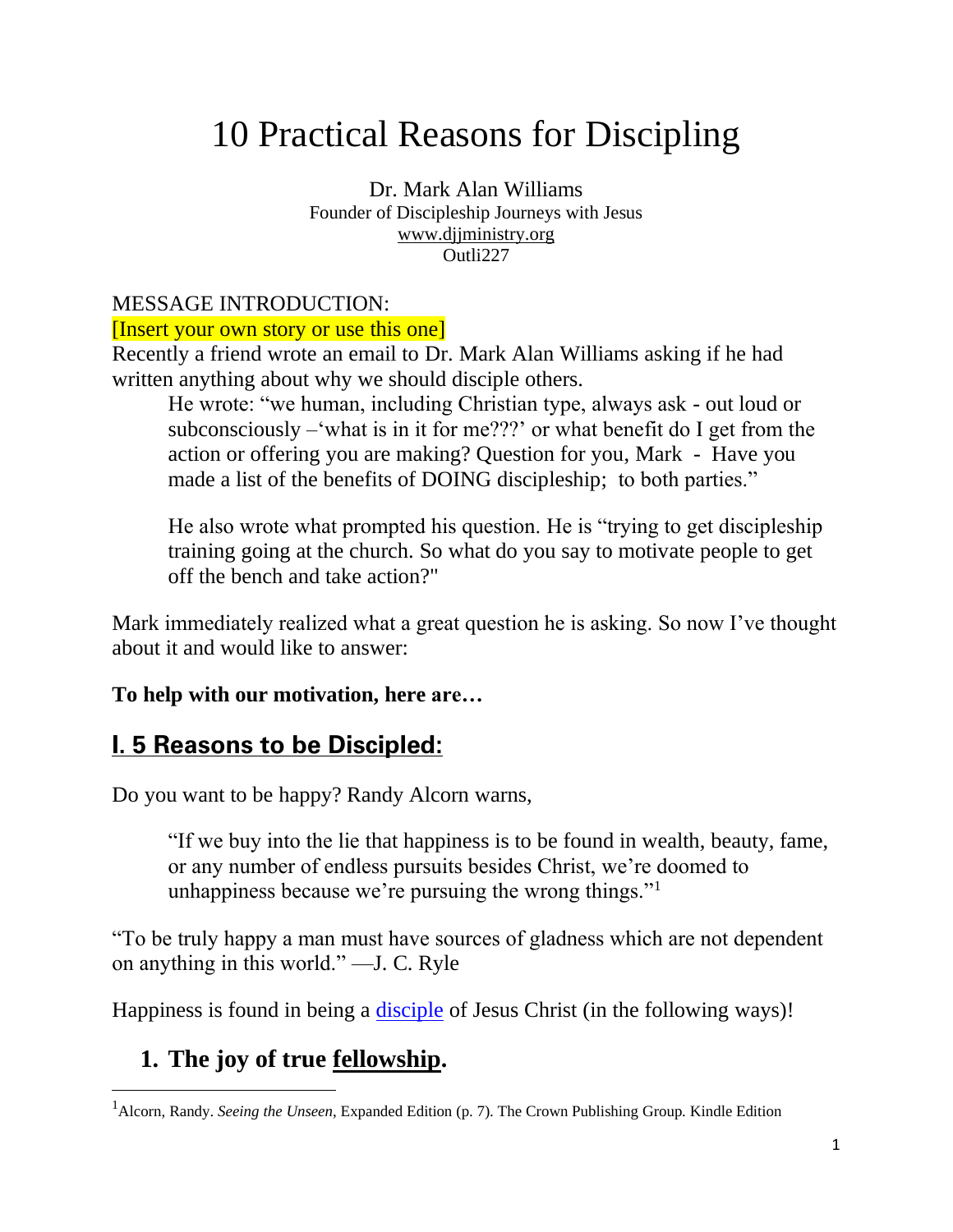# 10 Practical Reasons for Discipling

Dr. Mark Alan Williams
Founder of Discipleship Journeys with Jesus
www.djjministry.org
Outli227

MESSAGE INTRODUCTION:
[Insert your own story or use this one]
Recently a friend wrote an email to Dr. Mark Alan Williams asking if he had written anything about why we should disciple others.

> He wrote: "we human, including Christian type, always ask - out loud or subconsciously –'what is in it for me???' or what benefit do I get from the action or offering you are making? Question for you, Mark - Have you made a list of the benefits of DOING discipleship; to both parties."
>
> He also wrote what prompted his question. He is "trying to get discipleship training going at the church. So what do you say to motivate people to get off the bench and take action?"

Mark immediately realized what a great question he is asking. So now I've thought about it and would like to answer:

**To help with our motivation, here are…**

## I. 5 Reasons to be Discipled:

Do you want to be happy? Randy Alcorn warns,

> "If we buy into the lie that happiness is to be found in wealth, beauty, fame, or any number of endless pursuits besides Christ, we're doomed to unhappiness because we're pursuing the wrong things."[1]

"To be truly happy a man must have sources of gladness which are not dependent on anything in this world." —J. C. Ryle

Happiness is found in being a disciple of Jesus Christ (in the following ways)!

### 1. The joy of true fellowship.

[1]Alcorn, Randy. *Seeing the Unseen*, Expanded Edition (p. 7). The Crown Publishing Group. Kindle Edition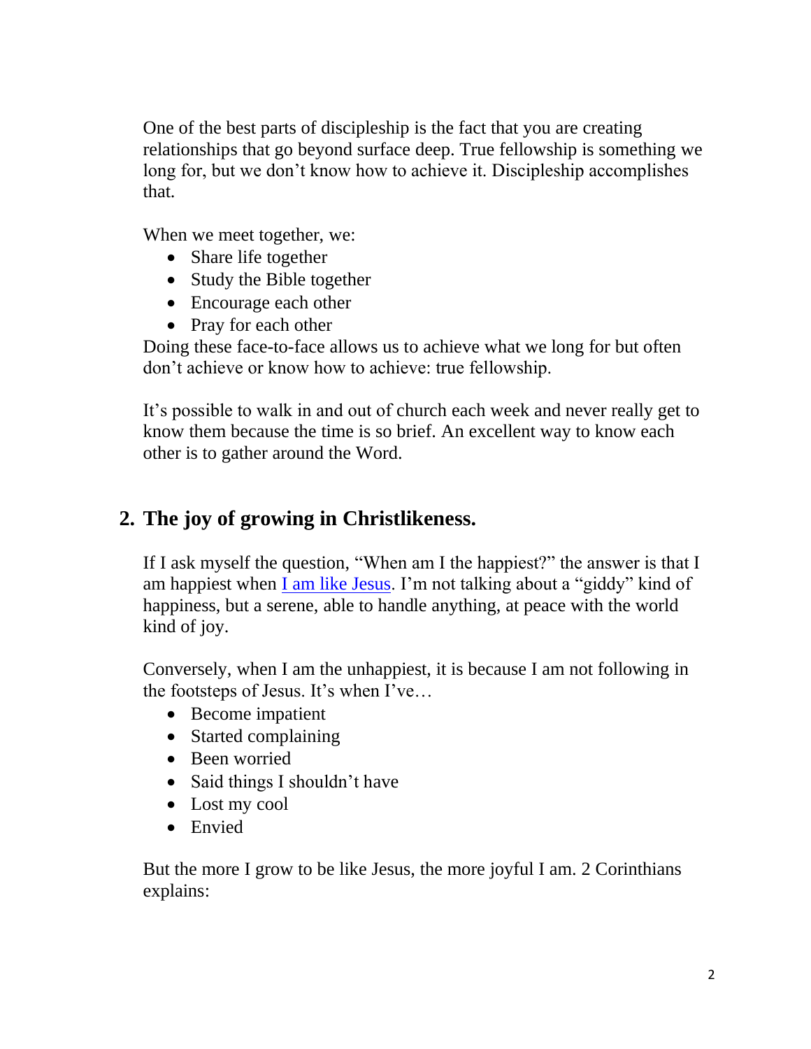One of the best parts of discipleship is the fact that you are creating relationships that go beyond surface deep. True fellowship is something we long for, but we don't know how to achieve it. Discipleship accomplishes that.

When we meet together, we:

- Share life together
- Study the Bible together
- Encourage each other
- Pray for each other

Doing these face-to-face allows us to achieve what we long for but often don't achieve or know how to achieve: true fellowship.

It's possible to walk in and out of church each week and never really get to know them because the time is so brief. An excellent way to know each other is to gather around the Word.

## 2. The joy of growing in Christlikeness.

If I ask myself the question, "When am I the happiest?" the answer is that I am happiest when I am like Jesus. I'm not talking about a "giddy" kind of happiness, but a serene, able to handle anything, at peace with the world kind of joy.

Conversely, when I am the unhappiest, it is because I am not following in the footsteps of Jesus. It's when I've…

- Become impatient
- Started complaining
- Been worried
- Said things I shouldn't have
- Lost my cool
- Envied

But the more I grow to be like Jesus, the more joyful I am. 2 Corinthians explains: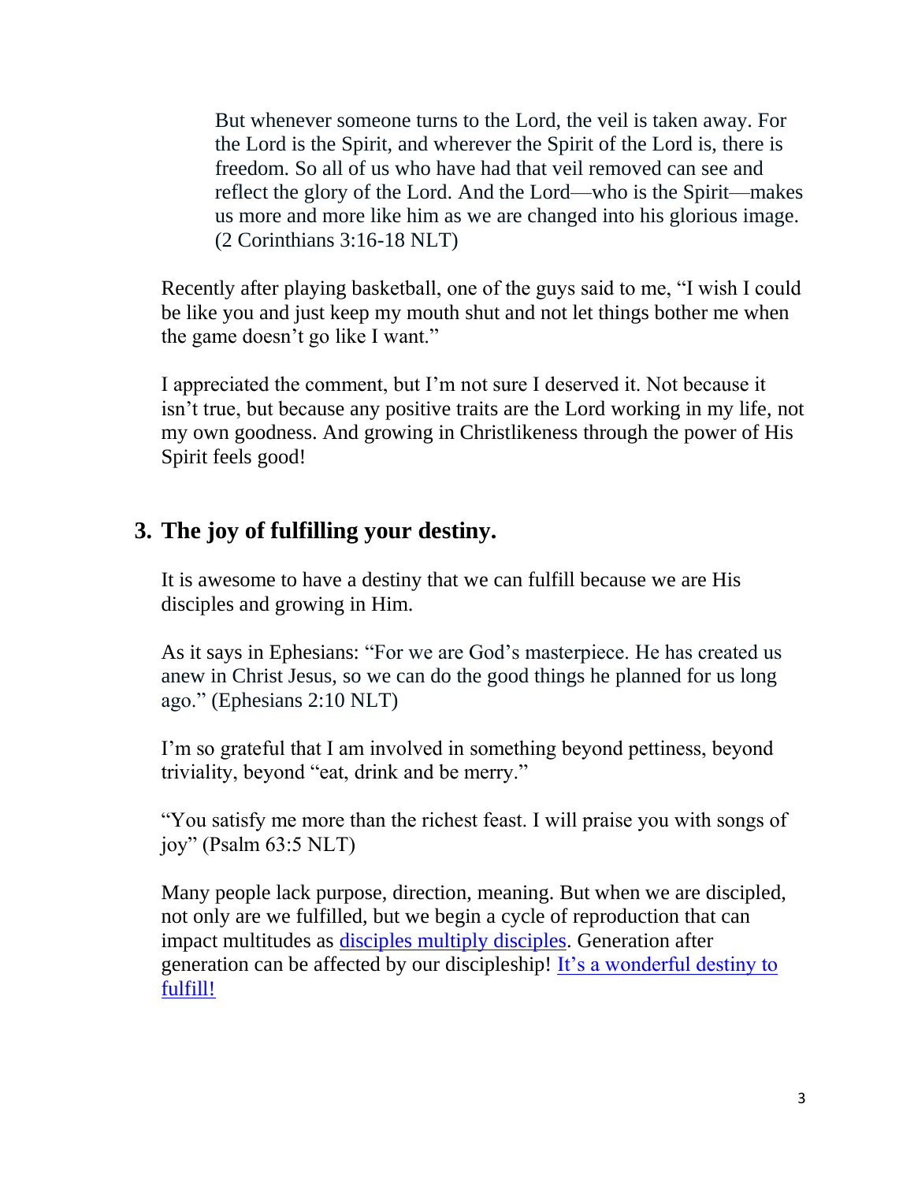> But whenever someone turns to the Lord, the veil is taken away. For the Lord is the Spirit, and wherever the Spirit of the Lord is, there is freedom. So all of us who have had that veil removed can see and reflect the glory of the Lord. And the Lord—who is the Spirit—makes us more and more like him as we are changed into his glorious image. (2 Corinthians 3:16-18 NLT)

Recently after playing basketball, one of the guys said to me, “I wish I could be like you and just keep my mouth shut and not let things bother me when the game doesn’t go like I want.”

I appreciated the comment, but I’m not sure I deserved it. Not because it isn’t true, but because any positive traits are the Lord working in my life, not my own goodness. And growing in Christlikeness through the power of His Spirit feels good!

## 3. The joy of fulfilling your destiny.

It is awesome to have a destiny that we can fulfill because we are His disciples and growing in Him.

As it says in Ephesians: “For we are God’s masterpiece. He has created us anew in Christ Jesus, so we can do the good things he planned for us long ago.” (Ephesians 2:10 NLT)

I’m so grateful that I am involved in something beyond pettiness, beyond triviality, beyond “eat, drink and be merry.”

“You satisfy me more than the richest feast. I will praise you with songs of joy” (Psalm 63:5 NLT)

Many people lack purpose, direction, meaning. But when we are discipled, not only are we fulfilled, but we begin a cycle of reproduction that can impact multitudes as disciples multiply disciples. Generation after generation can be affected by our discipleship! It’s a wonderful destiny to fulfill!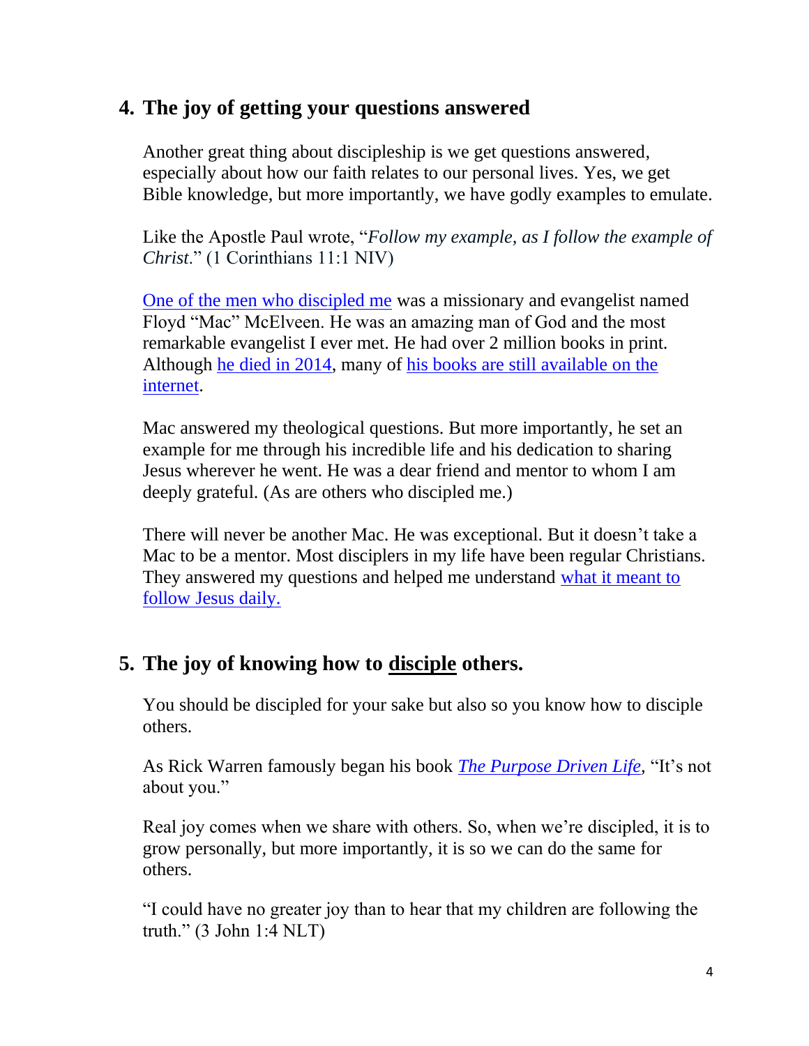## 4. The joy of getting your questions answered

Another great thing about discipleship is we get questions answered, especially about how our faith relates to our personal lives. Yes, we get Bible knowledge, but more importantly, we have godly examples to emulate.

Like the Apostle Paul wrote, "*Follow my example, as I follow the example of Christ*." (1 Corinthians 11:1 NIV)

One of the men who discipled me was a missionary and evangelist named Floyd "Mac" McElveen. He was an amazing man of God and the most remarkable evangelist I ever met. He had over 2 million books in print. Although he died in 2014, many of his books are still available on the internet.

Mac answered my theological questions. But more importantly, he set an example for me through his incredible life and his dedication to sharing Jesus wherever he went. He was a dear friend and mentor to whom I am deeply grateful. (As are others who discipled me.)

There will never be another Mac. He was exceptional. But it doesn't take a Mac to be a mentor. Most disciplers in my life have been regular Christians. They answered my questions and helped me understand what it meant to follow Jesus daily.

## 5. The joy of knowing how to disciple others.

You should be discipled for your sake but also so you know how to disciple others.

As Rick Warren famously began his book *The Purpose Driven Life*, "It's not about you."

Real joy comes when we share with others. So, when we're discipled, it is to grow personally, but more importantly, it is so we can do the same for others.

"I could have no greater joy than to hear that my children are following the truth." (3 John 1:4 NLT)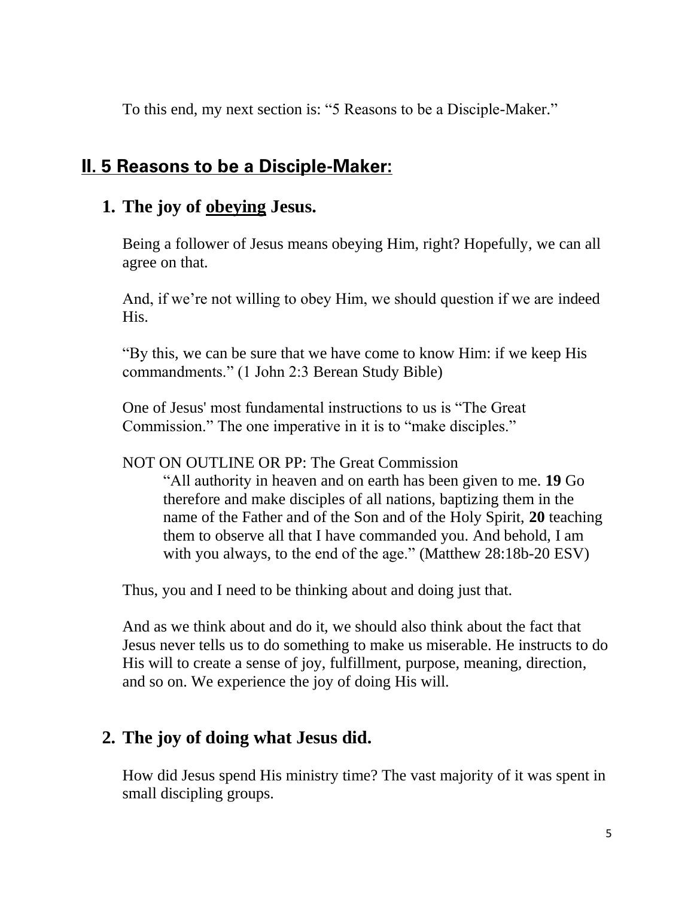To this end, my next section is: "5 Reasons to be a Disciple-Maker."

## II. 5 Reasons to be a Disciple-Maker:

### 1. The joy of obeying Jesus.

Being a follower of Jesus means obeying Him, right? Hopefully, we can all agree on that.

And, if we're not willing to obey Him, we should question if we are indeed His.

"By this, we can be sure that we have come to know Him: if we keep His commandments." (1 John 2:3 Berean Study Bible)

One of Jesus' most fundamental instructions to us is "The Great Commission." The one imperative in it is to "make disciples."

NOT ON OUTLINE OR PP: The Great Commission

> "All authority in heaven and on earth has been given to me. **19** Go therefore and make disciples of all nations, baptizing them in the name of the Father and of the Son and of the Holy Spirit, **20** teaching them to observe all that I have commanded you. And behold, I am with you always, to the end of the age." (Matthew 28:18b-20 ESV)

Thus, you and I need to be thinking about and doing just that.

And as we think about and do it, we should also think about the fact that Jesus never tells us to do something to make us miserable. He instructs to do His will to create a sense of joy, fulfillment, purpose, meaning, direction, and so on. We experience the joy of doing His will.

### 2. The joy of doing what Jesus did.

How did Jesus spend His ministry time? The vast majority of it was spent in small discipling groups.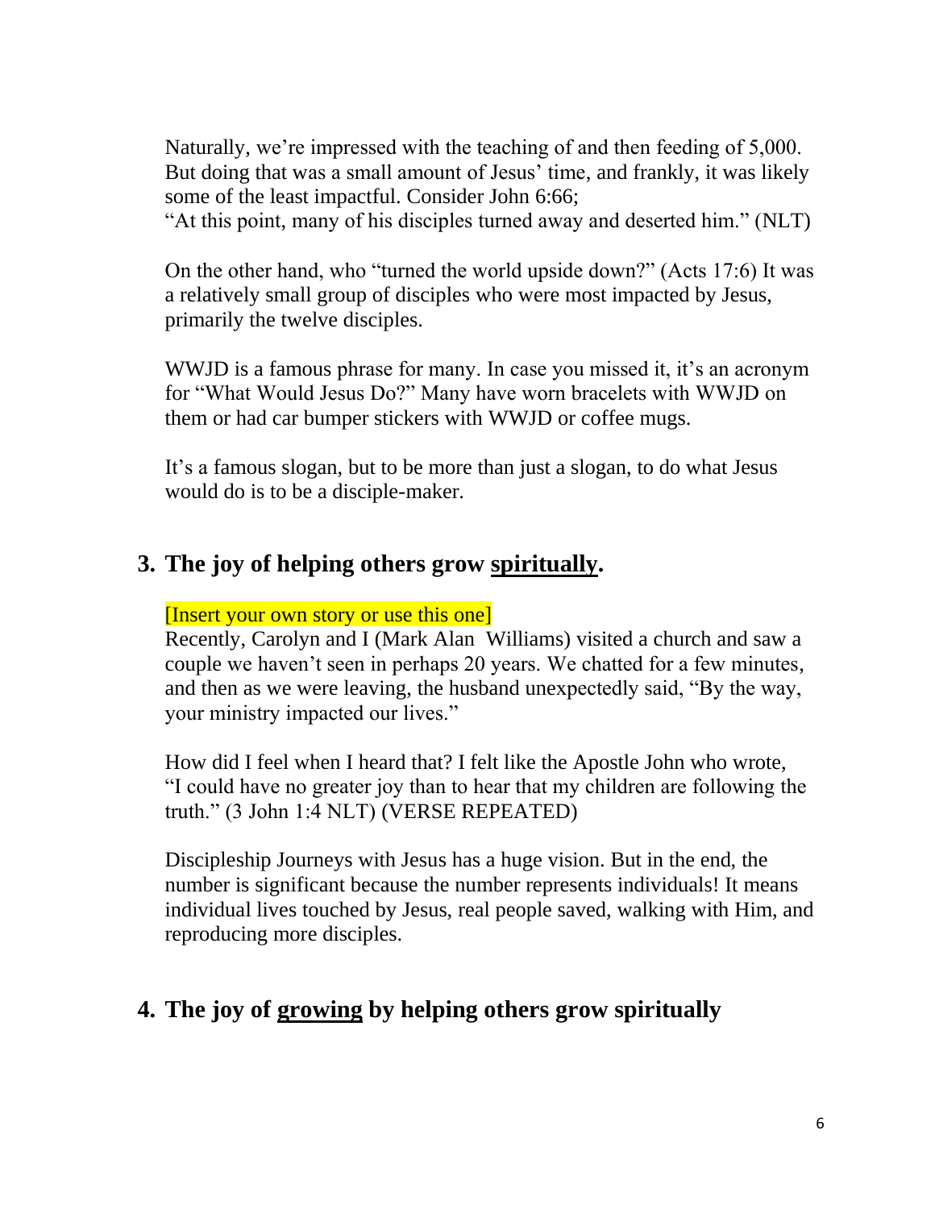Naturally, we're impressed with the teaching of and then feeding of 5,000. But doing that was a small amount of Jesus' time, and frankly, it was likely some of the least impactful. Consider John 6:66;
"At this point, many of his disciples turned away and deserted him." (NLT)

On the other hand, who "turned the world upside down?" (Acts 17:6) It was a relatively small group of disciples who were most impacted by Jesus, primarily the twelve disciples.

WWJD is a famous phrase for many. In case you missed it, it's an acronym for "What Would Jesus Do?" Many have worn bracelets with WWJD on them or had car bumper stickers with WWJD or coffee mugs.

It's a famous slogan, but to be more than just a slogan, to do what Jesus would do is to be a disciple-maker.

## 3. The joy of helping others grow <u>spiritually</u>.

[Insert your own story or use this one]
Recently, Carolyn and I (Mark Alan Williams) visited a church and saw a couple we haven't seen in perhaps 20 years. We chatted for a few minutes, and then as we were leaving, the husband unexpectedly said, "By the way, your ministry impacted our lives."

How did I feel when I heard that? I felt like the Apostle John who wrote, "I could have no greater joy than to hear that my children are following the truth." (3 John 1:4 NLT) (VERSE REPEATED)

Discipleship Journeys with Jesus has a huge vision. But in the end, the number is significant because the number represents individuals! It means individual lives touched by Jesus, real people saved, walking with Him, and reproducing more disciples.

## 4. The joy of <u>growing</u> by helping others grow spiritually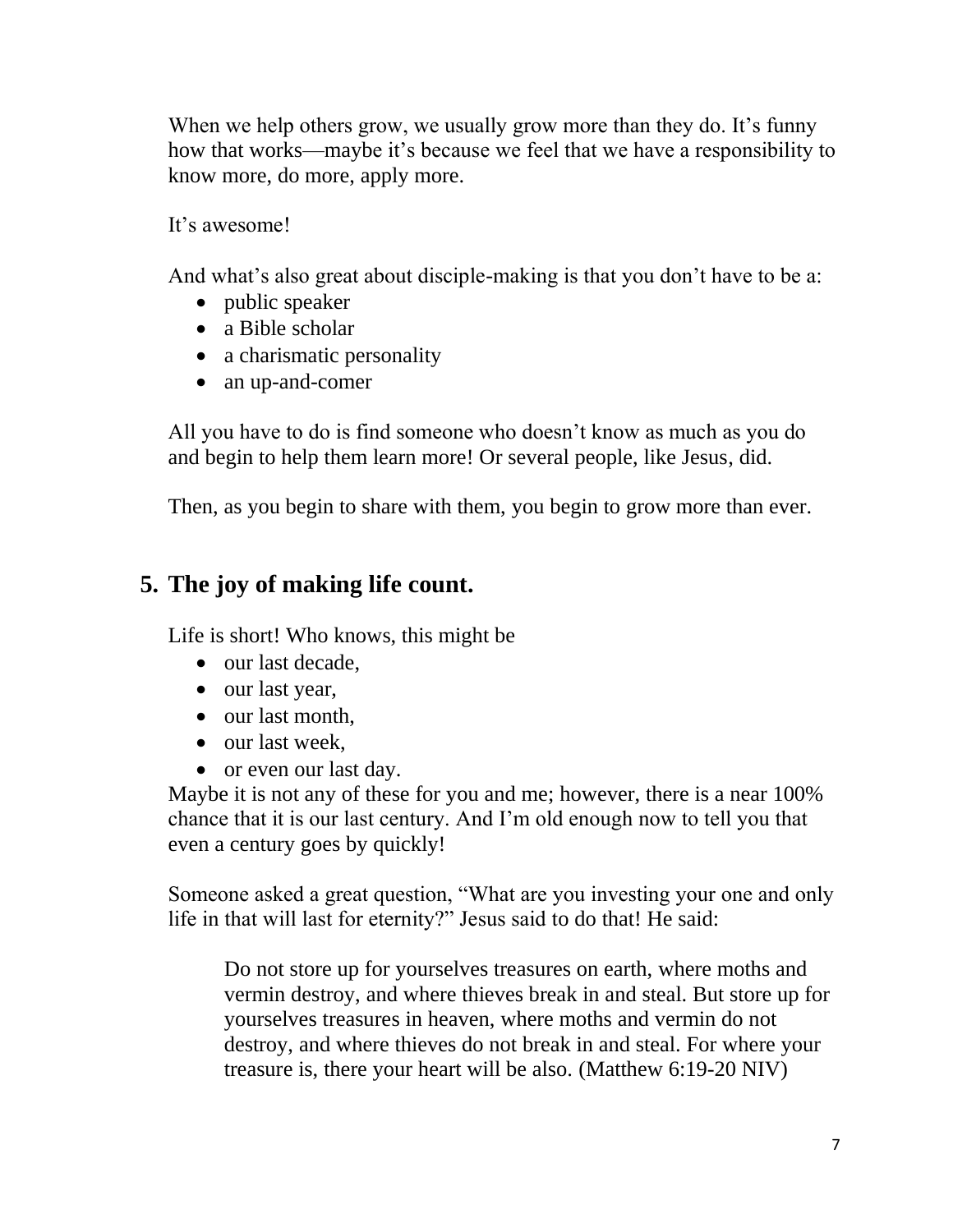When we help others grow, we usually grow more than they do. It's funny how that works—maybe it's because we feel that we have a responsibility to know more, do more, apply more.

It's awesome!

And what's also great about disciple-making is that you don't have to be a:

- public speaker
- a Bible scholar
- a charismatic personality
- an up-and-comer

All you have to do is find someone who doesn't know as much as you do and begin to help them learn more! Or several people, like Jesus, did.

Then, as you begin to share with them, you begin to grow more than ever.

## 5. The joy of making life count.

Life is short! Who knows, this might be

- our last decade,
- our last year,
- our last month,
- our last week,
- or even our last day.

Maybe it is not any of these for you and me; however, there is a near 100% chance that it is our last century. And I'm old enough now to tell you that even a century goes by quickly!

Someone asked a great question, "What are you investing your one and only life in that will last for eternity?" Jesus said to do that! He said:

> Do not store up for yourselves treasures on earth, where moths and vermin destroy, and where thieves break in and steal. But store up for yourselves treasures in heaven, where moths and vermin do not destroy, and where thieves do not break in and steal. For where your treasure is, there your heart will be also. (Matthew 6:19-20 NIV)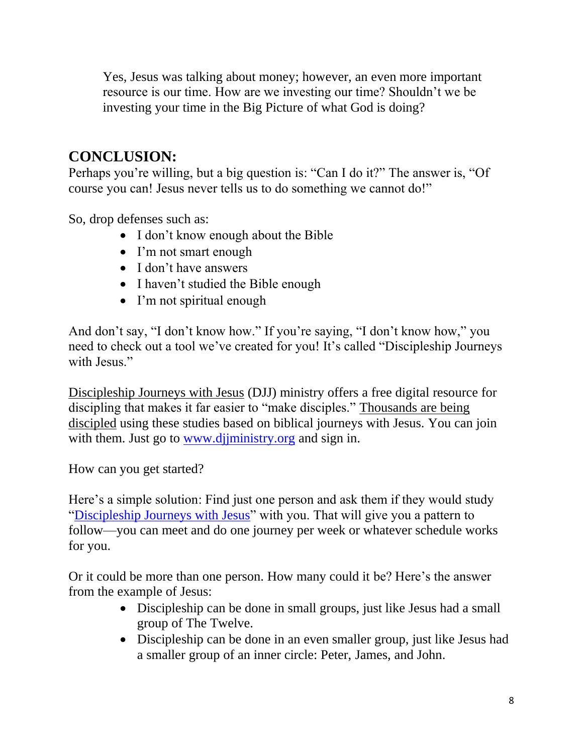Yes, Jesus was talking about money; however, an even more important resource is our time. How are we investing our time? Shouldn't we be investing your time in the Big Picture of what God is doing?

## CONCLUSION:

Perhaps you're willing, but a big question is: "Can I do it?" The answer is, "Of course you can! Jesus never tells us to do something we cannot do!"

So, drop defenses such as:

- I don't know enough about the Bible
- I'm not smart enough
- I don't have answers
- I haven't studied the Bible enough
- I'm not spiritual enough

And don't say, "I don't know how." If you're saying, "I don't know how," you need to check out a tool we've created for you! It's called "Discipleship Journeys with Jesus."

Discipleship Journeys with Jesus (DJJ) ministry offers a free digital resource for discipling that makes it far easier to "make disciples." Thousands are being discipled using these studies based on biblical journeys with Jesus. You can join with them. Just go to [www.djjministry.org](http://www.djjministry.org) and sign in.

How can you get started?

Here's a simple solution: Find just one person and ask them if they would study "Discipleship Journeys with Jesus" with you. That will give you a pattern to follow—you can meet and do one journey per week or whatever schedule works for you.

Or it could be more than one person. How many could it be? Here's the answer from the example of Jesus:

- Discipleship can be done in small groups, just like Jesus had a small group of The Twelve.
- Discipleship can be done in an even smaller group, just like Jesus had a smaller group of an inner circle: Peter, James, and John.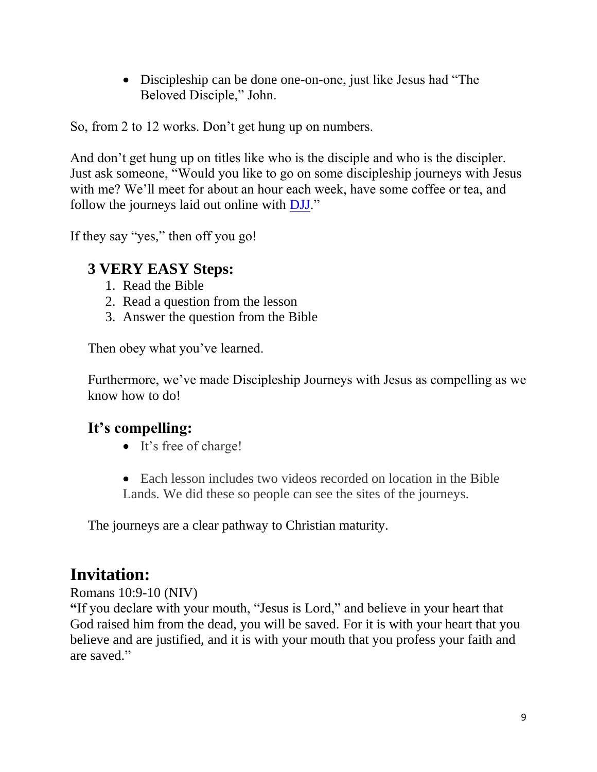- Discipleship can be done one-on-one, just like Jesus had "The Beloved Disciple," John.

So, from 2 to 12 works. Don't get hung up on numbers.

And don't get hung up on titles like who is the disciple and who is the discipler. Just ask someone, "Would you like to go on some discipleship journeys with Jesus with me? We'll meet for about an hour each week, have some coffee or tea, and follow the journeys laid out online with DJJ."

If they say "yes," then off you go!

### 3 VERY EASY Steps:

1. Read the Bible
2. Read a question from the lesson
3. Answer the question from the Bible

Then obey what you've learned.

Furthermore, we've made Discipleship Journeys with Jesus as compelling as we know how to do!

### It's compelling:

- It's free of charge!
- Each lesson includes two videos recorded on location in the Bible Lands. We did these so people can see the sites of the journeys.

The journeys are a clear pathway to Christian maturity.

## Invitation:

Romans 10:9-10 (NIV)

**"**If you declare with your mouth, "Jesus is Lord," and believe in your heart that God raised him from the dead, you will be saved. For it is with your heart that you believe and are justified, and it is with your mouth that you profess your faith and are saved."